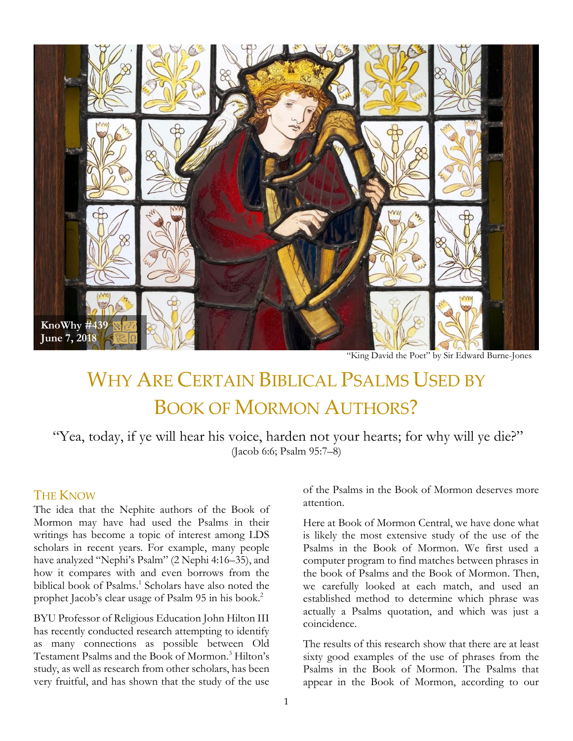KnoWhy #439
June 7, 2018

"King David the Poet" by Sir Edward Burne-Jones

# Why Are Certain Biblical Psalms Used by Book of Mormon Authors?

"Yea, today, if ye will hear his voice, harden not your hearts; for why will ye die?"
(Jacob 6:6; Psalm 95:7–8)

## The Know

The idea that the Nephite authors of the Book of Mormon may have had used the Psalms in their writings has become a topic of interest among LDS scholars in recent years. For example, many people have analyzed "Nephi's Psalm" (2 Nephi 4:16–35), and how it compares with and even borrows from the biblical book of Psalms.[1] Scholars have also noted the prophet Jacob's clear usage of Psalm 95 in his book.[2]

BYU Professor of Religious Education John Hilton III has recently conducted research attempting to identify as many connections as possible between Old Testament Psalms and the Book of Mormon.[3] Hilton's study, as well as research from other scholars, has been very fruitful, and has shown that the study of the use of the Psalms in the Book of Mormon deserves more attention.

Here at Book of Mormon Central, we have done what is likely the most extensive study of the use of the Psalms in the Book of Mormon. We first used a computer program to find matches between phrases in the book of Psalms and the Book of Mormon. Then, we carefully looked at each match, and used an established method to determine which phrase was actually a Psalms quotation, and which was just a coincidence.

The results of this research show that there are at least sixty good examples of the use of phrases from the Psalms in the Book of Mormon. The Psalms that appear in the Book of Mormon, according to our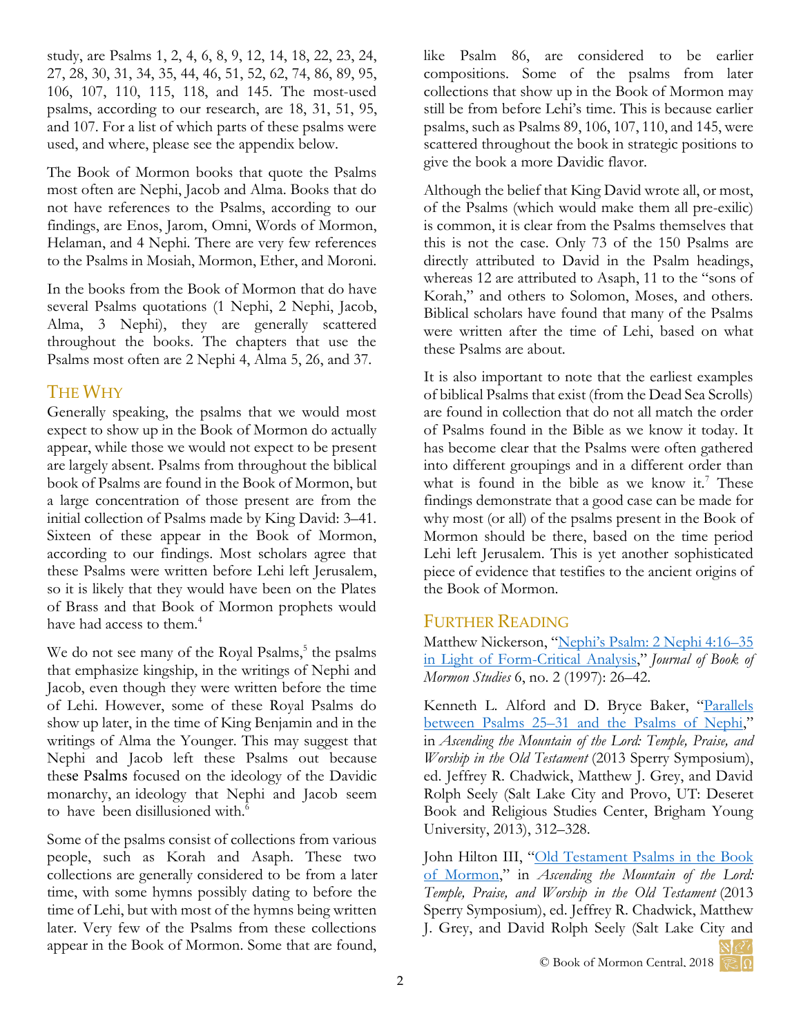study, are Psalms 1, 2, 4, 6, 8, 9, 12, 14, 18, 22, 23, 24, 27, 28, 30, 31, 34, 35, 44, 46, 51, 52, 62, 74, 86, 89, 95, 106, 107, 110, 115, 118, and 145. The most-used psalms, according to our research, are 18, 31, 51, 95, and 107. For a list of which parts of these psalms were used, and where, please see the appendix below.

The Book of Mormon books that quote the Psalms most often are Nephi, Jacob and Alma. Books that do not have references to the Psalms, according to our findings, are Enos, Jarom, Omni, Words of Mormon, Helaman, and 4 Nephi. There are very few references to the Psalms in Mosiah, Mormon, Ether, and Moroni.

In the books from the Book of Mormon that do have several Psalms quotations (1 Nephi, 2 Nephi, Jacob, Alma, 3 Nephi), they are generally scattered throughout the books. The chapters that use the Psalms most often are 2 Nephi 4, Alma 5, 26, and 37.

## The Why

Generally speaking, the psalms that we would most expect to show up in the Book of Mormon do actually appear, while those we would not expect to be present are largely absent. Psalms from throughout the biblical book of Psalms are found in the Book of Mormon, but a large concentration of those present are from the initial collection of Psalms made by King David: 3–41. Sixteen of these appear in the Book of Mormon, according to our findings. Most scholars agree that these Psalms were written before Lehi left Jerusalem, so it is likely that they would have been on the Plates of Brass and that Book of Mormon prophets would have had access to them.[4]

We do not see many of the Royal Psalms,[5] the psalms that emphasize kingship, in the writings of Nephi and Jacob, even though they were written before the time of Lehi. However, some of these Royal Psalms do show up later, in the time of King Benjamin and in the writings of Alma the Younger. This may suggest that Nephi and Jacob left these Psalms out because these Psalms focused on the ideology of the Davidic monarchy, an ideology that Nephi and Jacob seem to have been disillusioned with.[6]

Some of the psalms consist of collections from various people, such as Korah and Asaph. These two collections are generally considered to be from a later time, with some hymns possibly dating to before the time of Lehi, but with most of the hymns being written later. Very few of the Psalms from these collections appear in the Book of Mormon. Some that are found, like Psalm 86, are considered to be earlier compositions. Some of the psalms from later collections that show up in the Book of Mormon may still be from before Lehi's time. This is because earlier psalms, such as Psalms 89, 106, 107, 110, and 145, were scattered throughout the book in strategic positions to give the book a more Davidic flavor.

Although the belief that King David wrote all, or most, of the Psalms (which would make them all pre-exilic) is common, it is clear from the Psalms themselves that this is not the case. Only 73 of the 150 Psalms are directly attributed to David in the Psalm headings, whereas 12 are attributed to Asaph, 11 to the "sons of Korah," and others to Solomon, Moses, and others. Biblical scholars have found that many of the Psalms were written after the time of Lehi, based on what these Psalms are about.

It is also important to note that the earliest examples of biblical Psalms that exist (from the Dead Sea Scrolls) are found in collection that do not all match the order of Psalms found in the Bible as we know it today. It has become clear that the Psalms were often gathered into different groupings and in a different order than what is found in the bible as we know it.[7] These findings demonstrate that a good case can be made for why most (or all) of the psalms present in the Book of Mormon should be there, based on the time period Lehi left Jerusalem. This is yet another sophisticated piece of evidence that testifies to the ancient origins of the Book of Mormon.

## Further Reading

Matthew Nickerson, "Nephi's Psalm: 2 Nephi 4:16–35 in Light of Form-Critical Analysis," *Journal of Book of Mormon Studies* 6, no. 2 (1997): 26–42.

Kenneth L. Alford and D. Bryce Baker, "Parallels between Psalms 25–31 and the Psalms of Nephi," in *Ascending the Mountain of the Lord: Temple, Praise, and Worship in the Old Testament* (2013 Sperry Symposium), ed. Jeffrey R. Chadwick, Matthew J. Grey, and David Rolph Seely (Salt Lake City and Provo, UT: Deseret Book and Religious Studies Center, Brigham Young University, 2013), 312–328.

John Hilton III, "Old Testament Psalms in the Book of Mormon," in *Ascending the Mountain of the Lord: Temple, Praise, and Worship in the Old Testament* (2013 Sperry Symposium), ed. Jeffrey R. Chadwick, Matthew J. Grey, and David Rolph Seely (Salt Lake City and

© Book of Mormon Central, 2018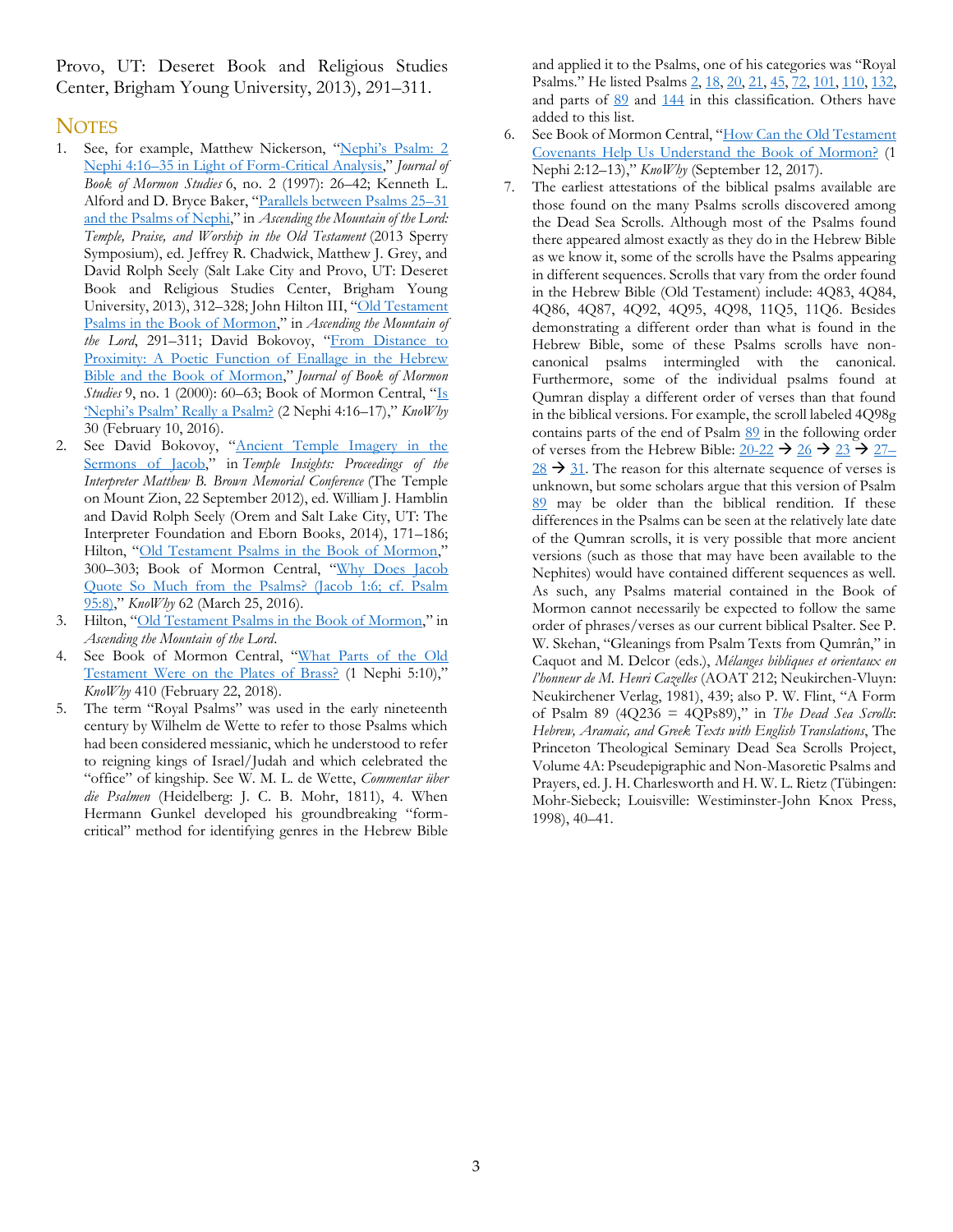Provo, UT: Deseret Book and Religious Studies Center, Brigham Young University, 2013), 291–311.

## Notes

1. See, for example, Matthew Nickerson, "Nephi's Psalm: 2 Nephi 4:16–35 in Light of Form-Critical Analysis," *Journal of Book of Mormon Studies* 6, no. 2 (1997): 26–42; Kenneth L. Alford and D. Bryce Baker, "Parallels between Psalms 25–31 and the Psalms of Nephi," in *Ascending the Mountain of the Lord: Temple, Praise, and Worship in the Old Testament* (2013 Sperry Symposium), ed. Jeffrey R. Chadwick, Matthew J. Grey, and David Rolph Seely (Salt Lake City and Provo, UT: Deseret Book and Religious Studies Center, Brigham Young University, 2013), 312–328; John Hilton III, "Old Testament Psalms in the Book of Mormon," in *Ascending the Mountain of the Lord*, 291–311; David Bokovoy, "From Distance to Proximity: A Poetic Function of Enallage in the Hebrew Bible and the Book of Mormon," *Journal of Book of Mormon Studies* 9, no. 1 (2000): 60–63; Book of Mormon Central, "Is 'Nephi's Psalm' Really a Psalm? (2 Nephi 4:16–17)," *KnoWhy* 30 (February 10, 2016).
2. See David Bokovoy, "Ancient Temple Imagery in the Sermons of Jacob," in *Temple Insights: Proceedings of the Interpreter Matthew B. Brown Memorial Conference* (The Temple on Mount Zion, 22 September 2012), ed. William J. Hamblin and David Rolph Seely (Orem and Salt Lake City, UT: The Interpreter Foundation and Eborn Books, 2014), 171–186; Hilton, "Old Testament Psalms in the Book of Mormon," 300–303; Book of Mormon Central, "Why Does Jacob Quote So Much from the Psalms? (Jacob 1:6; cf. Psalm 95:8)," *KnoWhy* 62 (March 25, 2016).
3. Hilton, "Old Testament Psalms in the Book of Mormon," in *Ascending the Mountain of the Lord*.
4. See Book of Mormon Central, "What Parts of the Old Testament Were on the Plates of Brass? (1 Nephi 5:10)," *KnoWhy* 410 (February 22, 2018).
5. The term "Royal Psalms" was used in the early nineteenth century by Wilhelm de Wette to refer to those Psalms which had been considered messianic, which he understood to refer to reigning kings of Israel/Judah and which celebrated the "office" of kingship. See W. M. L. de Wette, *Commentar über die Psalmen* (Heidelberg: J. C. B. Mohr, 1811), 4. When Hermann Gunkel developed his groundbreaking "form-critical" method for identifying genres in the Hebrew Bible and applied it to the Psalms, one of his categories was "Royal Psalms." He listed Psalms 2, 18, 20, 21, 45, 72, 101, 110, 132, and parts of 89 and 144 in this classification. Others have added to this list.
6. See Book of Mormon Central, "How Can the Old Testament Covenants Help Us Understand the Book of Mormon? (1 Nephi 2:12–13)," *KnoWhy* (September 12, 2017).
7. The earliest attestations of the biblical psalms available are those found on the many Psalms scrolls discovered among the Dead Sea Scrolls. Although most of the Psalms found there appeared almost exactly as they do in the Hebrew Bible as we know it, some of the scrolls have the Psalms appearing in different sequences. Scrolls that vary from the order found in the Hebrew Bible (Old Testament) include: 4Q83, 4Q84, 4Q86, 4Q87, 4Q92, 4Q95, 4Q98, 11Q5, 11Q6. Besides demonstrating a different order than what is found in the Hebrew Bible, some of these Psalms scrolls have non-canonical psalms intermingled with the canonical. Furthermore, some of the individual psalms found at Qumran display a different order of verses than that found in the biblical versions. For example, the scroll labeled 4Q98g contains parts of the end of Psalm 89 in the following order of verses from the Hebrew Bible: 20-22 → 26 → 23 → 27–28 → 31. The reason for this alternate sequence of verses is unknown, but some scholars argue that this version of Psalm 89 may be older than the biblical rendition. If these differences in the Psalms can be seen at the relatively late date of the Qumran scrolls, it is very possible that more ancient versions (such as those that may have been available to the Nephites) would have contained different sequences as well. As such, any Psalms material contained in the Book of Mormon cannot necessarily be expected to follow the same order of phrases/verses as our current biblical Psalter. See P. W. Skehan, "Gleanings from Psalm Texts from Qumrân," in Caquot and M. Delcor (eds.), *Mélanges bibliques et orientaux en l'honneur de M. Henri Cazelles* (AOAT 212; Neukirchen-Vluyn: Neukirchener Verlag, 1981), 439; also P. W. Flint, "A Form of Psalm 89 (4Q236 = 4QPs89)," in *The Dead Sea Scrolls: Hebrew, Aramaic, and Greek Texts with English Translations*, The Princeton Theological Seminary Dead Sea Scrolls Project, Volume 4A: Pseudepigraphic and Non-Masoretic Psalms and Prayers, ed. J. H. Charlesworth and H. W. L. Rietz (Tübingen: Mohr-Siebeck; Louisville: Westiminster-John Knox Press, 1998), 40–41.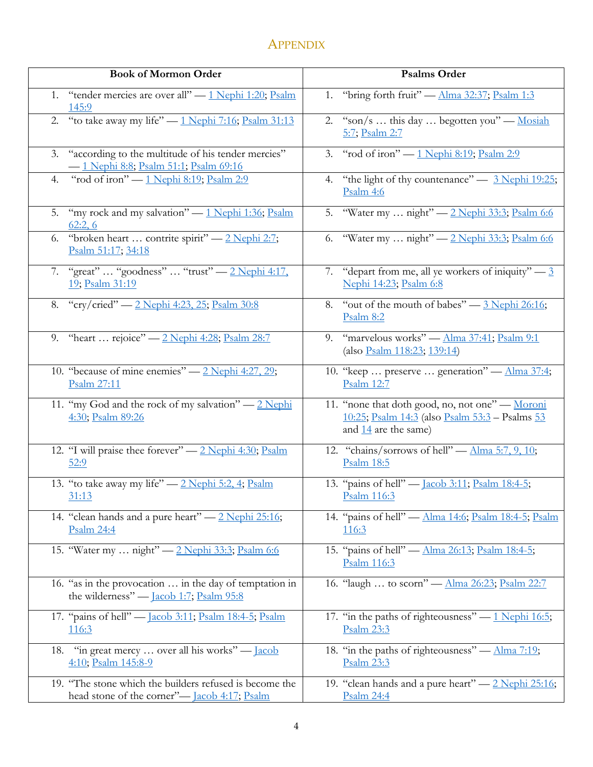# Appendix

| Book of Mormon Order | Psalms Order |
|---|---|
| 1. "tender mercies are over all" — 1 Nephi 1:20; Psalm 145:9 | 1. "bring forth fruit" — Alma 32:37; Psalm 1:3 |
| 2. "to take away my life" — 1 Nephi 7:16; Psalm 31:13 | 2. "son/s … this day … begotten you" — Mosiah 5:7; Psalm 2:7 |
| 3. "according to the multitude of his tender mercies" — 1 Nephi 8:8; Psalm 51:1; Psalm 69:16 | 3. "rod of iron" — 1 Nephi 8:19; Psalm 2:9 |
| 4. "rod of iron" — 1 Nephi 8:19; Psalm 2:9 | 4. "the light of thy countenance" — 3 Nephi 19:25; Psalm 4:6 |
| 5. "my rock and my salvation" — 1 Nephi 1:36; Psalm 62:2, 6 | 5. "Water my … night" — 2 Nephi 33:3; Psalm 6:6 |
| 6. "broken heart … contrite spirit" — 2 Nephi 2:7; Psalm 51:17; 34:18 | 6. "Water my … night" — 2 Nephi 33:3; Psalm 6:6 |
| 7. "great" … "goodness" … "trust" — 2 Nephi 4:17, 19; Psalm 31:19 | 7. "depart from me, all ye workers of iniquity" — 3 Nephi 14:23; Psalm 6:8 |
| 8. "cry/cried" — 2 Nephi 4:23, 25; Psalm 30:8 | 8. "out of the mouth of babes" — 3 Nephi 26:16; Psalm 8:2 |
| 9. "heart … rejoice" — 2 Nephi 4:28; Psalm 28:7 | 9. "marvelous works" — Alma 37:41; Psalm 9:1 (also Psalm 118:23; 139:14) |
| 10. "because of mine enemies" — 2 Nephi 4:27, 29; Psalm 27:11 | 10. "keep … preserve … generation" — Alma 37:4; Psalm 12:7 |
| 11. "my God and the rock of my salvation" — 2 Nephi 4:30; Psalm 89:26 | 11. "none that doth good, no, not one" — Moroni 10:25; Psalm 14:3 (also Psalm 53:3 – Psalms 53 and 14 are the same) |
| 12. "I will praise thee forever" — 2 Nephi 4:30; Psalm 52:9 | 12. "chains/sorrows of hell" — Alma 5:7, 9, 10; Psalm 18:5 |
| 13. "to take away my life" — 2 Nephi 5:2, 4; Psalm 31:13 | 13. "pains of hell" — Jacob 3:11; Psalm 18:4-5; Psalm 116:3 |
| 14. "clean hands and a pure heart" — 2 Nephi 25:16; Psalm 24:4 | 14. "pains of hell" — Alma 14:6; Psalm 18:4-5; Psalm 116:3 |
| 15. "Water my … night" — 2 Nephi 33:3; Psalm 6:6 | 15. "pains of hell" — Alma 26:13; Psalm 18:4-5; Psalm 116:3 |
| 16. "as in the provocation … in the day of temptation in the wilderness" — Jacob 1:7; Psalm 95:8 | 16. "laugh … to scorn" — Alma 26:23; Psalm 22:7 |
| 17. "pains of hell" — Jacob 3:11; Psalm 18:4-5; Psalm 116:3 | 17. "in the paths of righteousness" — 1 Nephi 16:5; Psalm 23:3 |
| 18. "in great mercy … over all his works" — Jacob 4:10; Psalm 145:8-9 | 18. "in the paths of righteousness" — Alma 7:19; Psalm 23:3 |
| 19. "The stone which the builders refused is become the head stone of the corner"— Jacob 4:17; Psalm | 19. "clean hands and a pure heart" — 2 Nephi 25:16; Psalm 24:4 |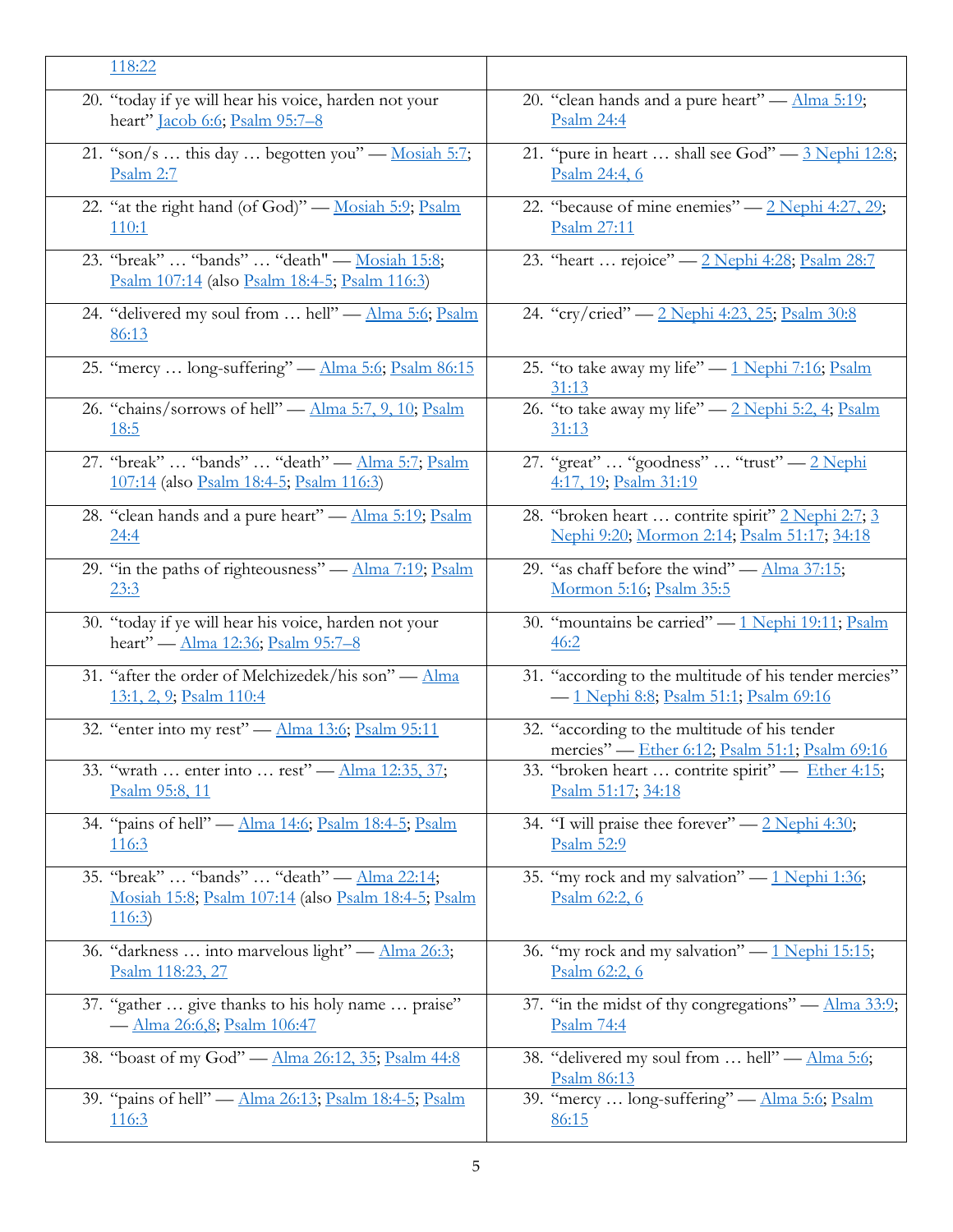| 118:22 | |
|---|---|
| 20. "today if ye will hear his voice, harden not your heart" Jacob 6:6; Psalm 95:7–8 | 20. "clean hands and a pure heart" — Alma 5:19; Psalm 24:4 |
| 21. "son/s … this day … begotten you" — Mosiah 5:7; Psalm 2:7 | 21. "pure in heart … shall see God" — 3 Nephi 12:8; Psalm 24:4, 6 |
| 22. "at the right hand (of God)" — Mosiah 5:9; Psalm 110:1 | 22. "because of mine enemies" — 2 Nephi 4:27, 29; Psalm 27:11 |
| 23. "break" … "bands" … "death" — Mosiah 15:8; Psalm 107:14 (also Psalm 18:4-5; Psalm 116:3) | 23. "heart … rejoice" — 2 Nephi 4:28; Psalm 28:7 |
| 24. "delivered my soul from … hell" — Alma 5:6; Psalm 86:13 | 24. "cry/cried" — 2 Nephi 4:23, 25; Psalm 30:8 |
| 25. "mercy … long-suffering" — Alma 5:6; Psalm 86:15 | 25. "to take away my life" — 1 Nephi 7:16; Psalm 31:13 |
| 26. "chains/sorrows of hell" — Alma 5:7, 9, 10; Psalm 18:5 | 26. "to take away my life" — 2 Nephi 5:2, 4; Psalm 31:13 |
| 27. "break" … "bands" … "death" — Alma 5:7; Psalm 107:14 (also Psalm 18:4-5; Psalm 116:3) | 27. "great" … "goodness" … "trust" — 2 Nephi 4:17, 19; Psalm 31:19 |
| 28. "clean hands and a pure heart" — Alma 5:19; Psalm 24:4 | 28. "broken heart … contrite spirit" 2 Nephi 2:7; 3 Nephi 9:20; Mormon 2:14; Psalm 51:17; 34:18 |
| 29. "in the paths of righteousness" — Alma 7:19; Psalm 23:3 | 29. "as chaff before the wind" — Alma 37:15; Mormon 5:16; Psalm 35:5 |
| 30. "today if ye will hear his voice, harden not your heart" — Alma 12:36; Psalm 95:7–8 | 30. "mountains be carried" — 1 Nephi 19:11; Psalm 46:2 |
| 31. "after the order of Melchizedek/his son" — Alma 13:1, 2, 9; Psalm 110:4 | 31. "according to the multitude of his tender mercies" — 1 Nephi 8:8; Psalm 51:1; Psalm 69:16 |
| 32. "enter into my rest" — Alma 13:6; Psalm 95:11 | 32. "according to the multitude of his tender mercies" — Ether 6:12; Psalm 51:1; Psalm 69:16 |
| 33. "wrath … enter into … rest" — Alma 12:35, 37; Psalm 95:8, 11 | 33. "broken heart … contrite spirit" — Ether 4:15; Psalm 51:17; 34:18 |
| 34. "pains of hell" — Alma 14:6; Psalm 18:4-5; Psalm 116:3 | 34. "I will praise thee forever" — 2 Nephi 4:30; Psalm 52:9 |
| 35. "break" … "bands" … "death" — Alma 22:14; Mosiah 15:8; Psalm 107:14 (also Psalm 18:4-5; Psalm 116:3) | 35. "my rock and my salvation" — 1 Nephi 1:36; Psalm 62:2, 6 |
| 36. "darkness … into marvelous light" — Alma 26:3; Psalm 118:23, 27 | 36. "my rock and my salvation" — 1 Nephi 15:15; Psalm 62:2, 6 |
| 37. "gather … give thanks to his holy name … praise" — Alma 26:6,8; Psalm 106:47 | 37. "in the midst of thy congregations" — Alma 33:9; Psalm 74:4 |
| 38. "boast of my God" — Alma 26:12, 35; Psalm 44:8 | 38. "delivered my soul from … hell" — Alma 5:6; Psalm 86:13 |
| 39. "pains of hell" — Alma 26:13; Psalm 18:4-5; Psalm 116:3 | 39. "mercy … long-suffering" — Alma 5:6; Psalm 86:15 |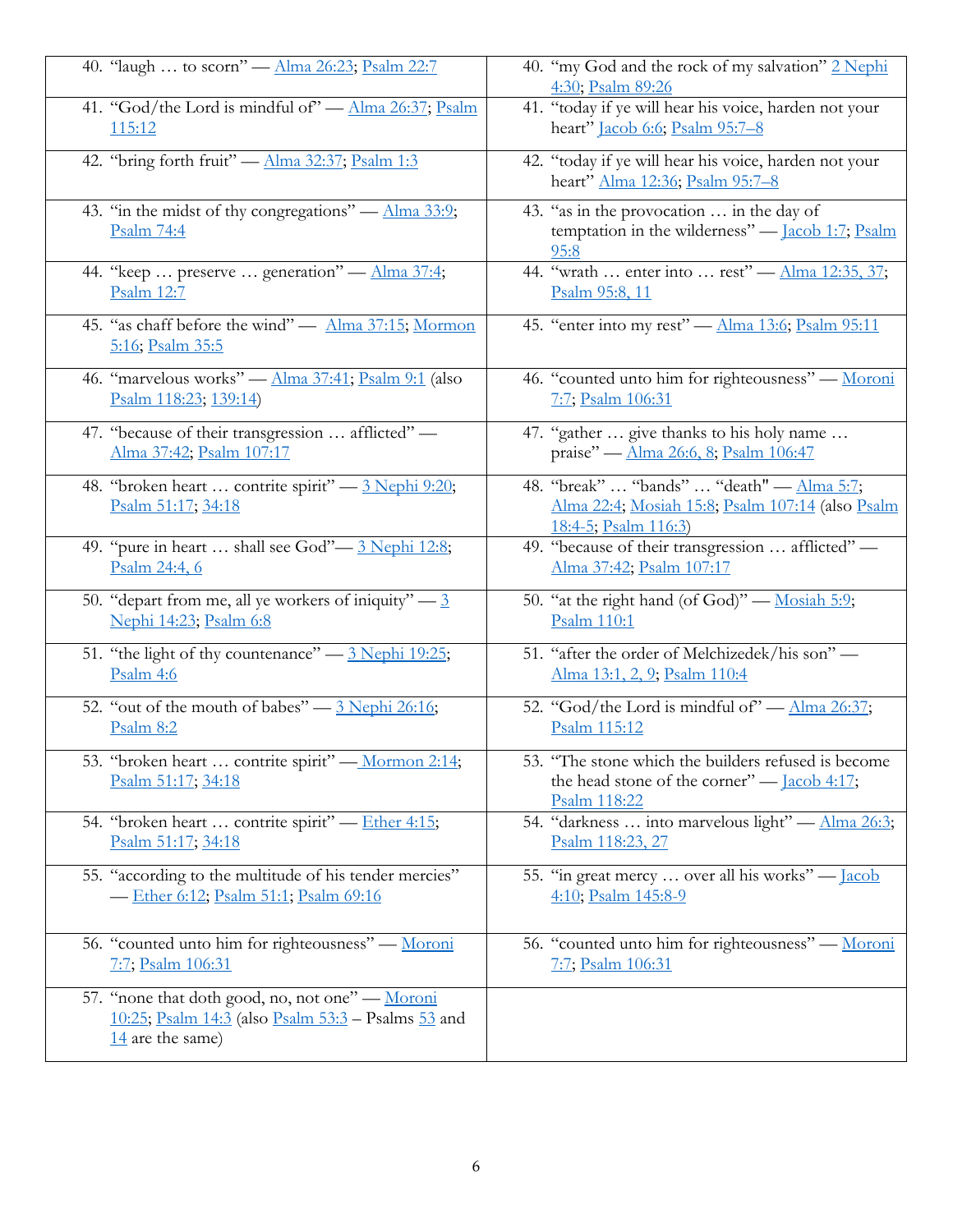| | |
|---|---|
| 40. "laugh … to scorn" — Alma 26:23; Psalm 22:7 | 40. "my God and the rock of my salvation" 2 Nephi 4:30; Psalm 89:26 |
| 41. "God/the Lord is mindful of" — Alma 26:37; Psalm 115:12 | 41. "today if ye will hear his voice, harden not your heart" Jacob 6:6; Psalm 95:7–8 |
| 42. "bring forth fruit" — Alma 32:37; Psalm 1:3 | 42. "today if ye will hear his voice, harden not your heart" Alma 12:36; Psalm 95:7–8 |
| 43. "in the midst of thy congregations" — Alma 33:9; Psalm 74:4 | 43. "as in the provocation … in the day of temptation in the wilderness" — Jacob 1:7; Psalm 95:8 |
| 44. "keep … preserve … generation" — Alma 37:4; Psalm 12:7 | 44. "wrath … enter into … rest" — Alma 12:35, 37; Psalm 95:8, 11 |
| 45. "as chaff before the wind" — Alma 37:15; Mormon 5:16; Psalm 35:5 | 45. "enter into my rest" — Alma 13:6; Psalm 95:11 |
| 46. "marvelous works" — Alma 37:41; Psalm 9:1 (also Psalm 118:23; 139:14) | 46. "counted unto him for righteousness" — Moroni 7:7; Psalm 106:31 |
| 47. "because of their transgression … afflicted" — Alma 37:42; Psalm 107:17 | 47. "gather … give thanks to his holy name … praise" — Alma 26:6, 8; Psalm 106:47 |
| 48. "broken heart … contrite spirit" — 3 Nephi 9:20; Psalm 51:17; 34:18 | 48. "break" … "bands" … "death" — Alma 5:7; Alma 22:4; Mosiah 15:8; Psalm 107:14 (also Psalm 18:4-5; Psalm 116:3) |
| 49. "pure in heart … shall see God"— 3 Nephi 12:8; Psalm 24:4, 6 | 49. "because of their transgression … afflicted" — Alma 37:42; Psalm 107:17 |
| 50. "depart from me, all ye workers of iniquity" — 3 Nephi 14:23; Psalm 6:8 | 50. "at the right hand (of God)" — Mosiah 5:9; Psalm 110:1 |
| 51. "the light of thy countenance" — 3 Nephi 19:25; Psalm 4:6 | 51. "after the order of Melchizedek/his son" — Alma 13:1, 2, 9; Psalm 110:4 |
| 52. "out of the mouth of babes" — 3 Nephi 26:16; Psalm 8:2 | 52. "God/the Lord is mindful of" — Alma 26:37; Psalm 115:12 |
| 53. "broken heart … contrite spirit" — Mormon 2:14; Psalm 51:17; 34:18 | 53. "The stone which the builders refused is become the head stone of the corner" — Jacob 4:17; Psalm 118:22 |
| 54. "broken heart … contrite spirit" — Ether 4:15; Psalm 51:17; 34:18 | 54. "darkness … into marvelous light" — Alma 26:3; Psalm 118:23, 27 |
| 55. "according to the multitude of his tender mercies" — Ether 6:12; Psalm 51:1; Psalm 69:16 | 55. "in great mercy … over all his works" — Jacob 4:10; Psalm 145:8-9 |
| 56. "counted unto him for righteousness" — Moroni 7:7; Psalm 106:31 | 56. "counted unto him for righteousness" — Moroni 7:7; Psalm 106:31 |
| 57. "none that doth good, no, not one" — Moroni 10:25; Psalm 14:3 (also Psalm 53:3 – Psalms 53 and 14 are the same) | |